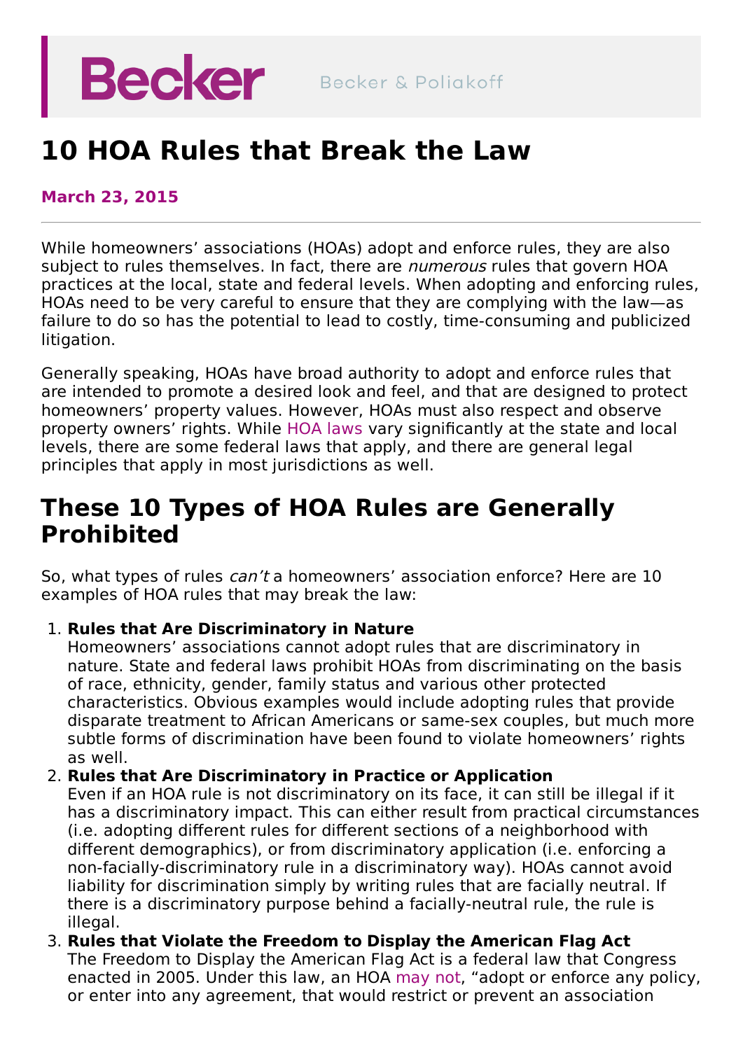Becker

Becker & Poliakoff

# 10 HOA Rules that Break the Law

**March 23, 2015**

While homeowners' associations (HOAs) adopt and enforce rules, they are also subject to rules themselves. In fact, there are *numerous* rules that govern HOA practices at the local, state and federal levels. When adopting and enforcing rules, HOAs need to be very careful to ensure that they are complying with the law—as failure to do so has the potential to lead to costly, time-consuming and publicized litigation.

Generally speaking, HOAs have broad authority to adopt and enforce rules that are intended to promote a desired look and feel, and that are designed to protect homeowners' property values. However, HOAs must also respect and observe property owners' rights. While HOA laws vary significantly at the state and local levels, there are some federal laws that apply, and there are general legal principles that apply in most jurisdictions as well.

## These 10 Types of HOA Rules are Generally Prohibited

So, what types of rules *can't* a homeowners' association enforce? Here are 10 examples of HOA rules that may break the law:

1. **Rules that Are Discriminatory in Nature**
   Homeowners' associations cannot adopt rules that are discriminatory in nature. State and federal laws prohibit HOAs from discriminating on the basis of race, ethnicity, gender, family status and various other protected characteristics. Obvious examples would include adopting rules that provide disparate treatment to African Americans or same-sex couples, but much more subtle forms of discrimination have been found to violate homeowners' rights as well.
2. **Rules that Are Discriminatory in Practice or Application**
   Even if an HOA rule is not discriminatory on its face, it can still be illegal if it has a discriminatory impact. This can either result from practical circumstances (i.e. adopting different rules for different sections of a neighborhood with different demographics), or from discriminatory application (i.e. enforcing a non-facially-discriminatory rule in a discriminatory way). HOAs cannot avoid liability for discrimination simply by writing rules that are facially neutral. If there is a discriminatory purpose behind a facially-neutral rule, the rule is illegal.
3. **Rules that Violate the Freedom to Display the American Flag Act**
   The Freedom to Display the American Flag Act is a federal law that Congress enacted in 2005. Under this law, an HOA may not, "adopt or enforce any policy, or enter into any agreement, that would restrict or prevent an association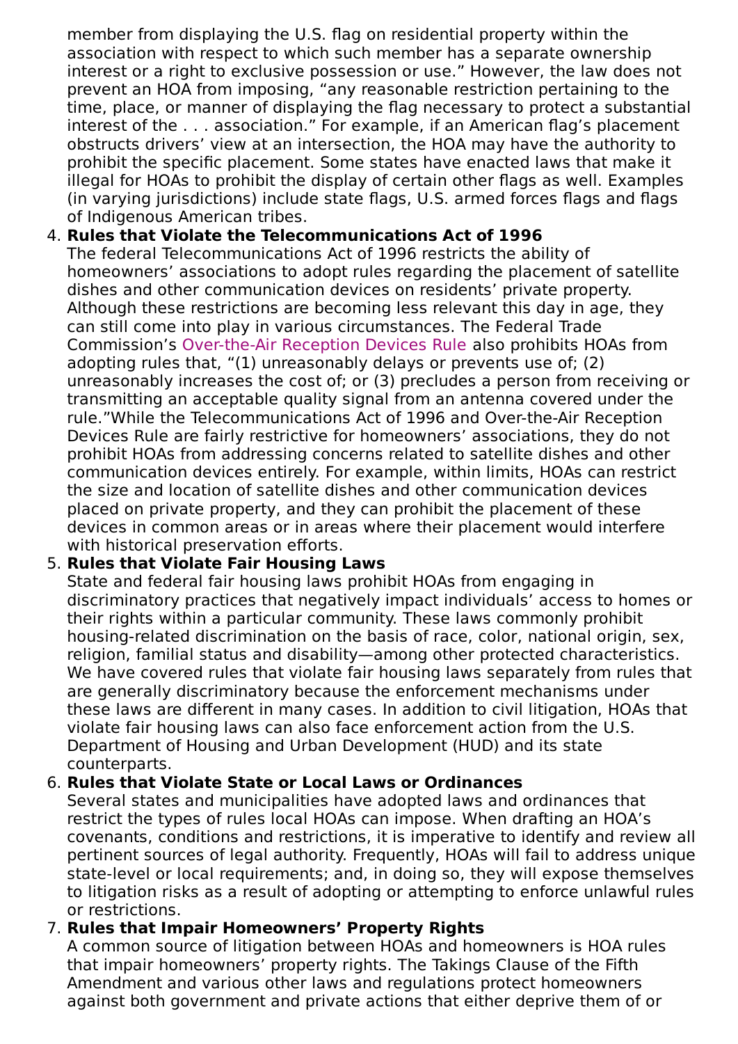member from displaying the U.S. flag on residential property within the association with respect to which such member has a separate ownership interest or a right to exclusive possession or use." However, the law does not prevent an HOA from imposing, "any reasonable restriction pertaining to the time, place, or manner of displaying the flag necessary to protect a substantial interest of the . . . association." For example, if an American flag's placement obstructs drivers' view at an intersection, the HOA may have the authority to prohibit the specific placement. Some states have enacted laws that make it illegal for HOAs to prohibit the display of certain other flags as well. Examples (in varying jurisdictions) include state flags, U.S. armed forces flags and flags of Indigenous American tribes.

4. **Rules that Violate the Telecommunications Act of 1996**
   The federal Telecommunications Act of 1996 restricts the ability of homeowners' associations to adopt rules regarding the placement of satellite dishes and other communication devices on residents' private property. Although these restrictions are becoming less relevant this day in age, they can still come into play in various circumstances. The Federal Trade Commission's Over-the-Air Reception Devices Rule also prohibits HOAs from adopting rules that, "(1) unreasonably delays or prevents use of; (2) unreasonably increases the cost of; or (3) precludes a person from receiving or transmitting an acceptable quality signal from an antenna covered under the rule."While the Telecommunications Act of 1996 and Over-the-Air Reception Devices Rule are fairly restrictive for homeowners' associations, they do not prohibit HOAs from addressing concerns related to satellite dishes and other communication devices entirely. For example, within limits, HOAs can restrict the size and location of satellite dishes and other communication devices placed on private property, and they can prohibit the placement of these devices in common areas or in areas where their placement would interfere with historical preservation efforts.
5. **Rules that Violate Fair Housing Laws**
   State and federal fair housing laws prohibit HOAs from engaging in discriminatory practices that negatively impact individuals' access to homes or their rights within a particular community. These laws commonly prohibit housing-related discrimination on the basis of race, color, national origin, sex, religion, familial status and disability—among other protected characteristics. We have covered rules that violate fair housing laws separately from rules that are generally discriminatory because the enforcement mechanisms under these laws are different in many cases. In addition to civil litigation, HOAs that violate fair housing laws can also face enforcement action from the U.S. Department of Housing and Urban Development (HUD) and its state counterparts.
6. **Rules that Violate State or Local Laws or Ordinances**
   Several states and municipalities have adopted laws and ordinances that restrict the types of rules local HOAs can impose. When drafting an HOA's covenants, conditions and restrictions, it is imperative to identify and review all pertinent sources of legal authority. Frequently, HOAs will fail to address unique state-level or local requirements; and, in doing so, they will expose themselves to litigation risks as a result of adopting or attempting to enforce unlawful rules or restrictions.
7. **Rules that Impair Homeowners' Property Rights**
   A common source of litigation between HOAs and homeowners is HOA rules that impair homeowners' property rights. The Takings Clause of the Fifth Amendment and various other laws and regulations protect homeowners against both government and private actions that either deprive them of or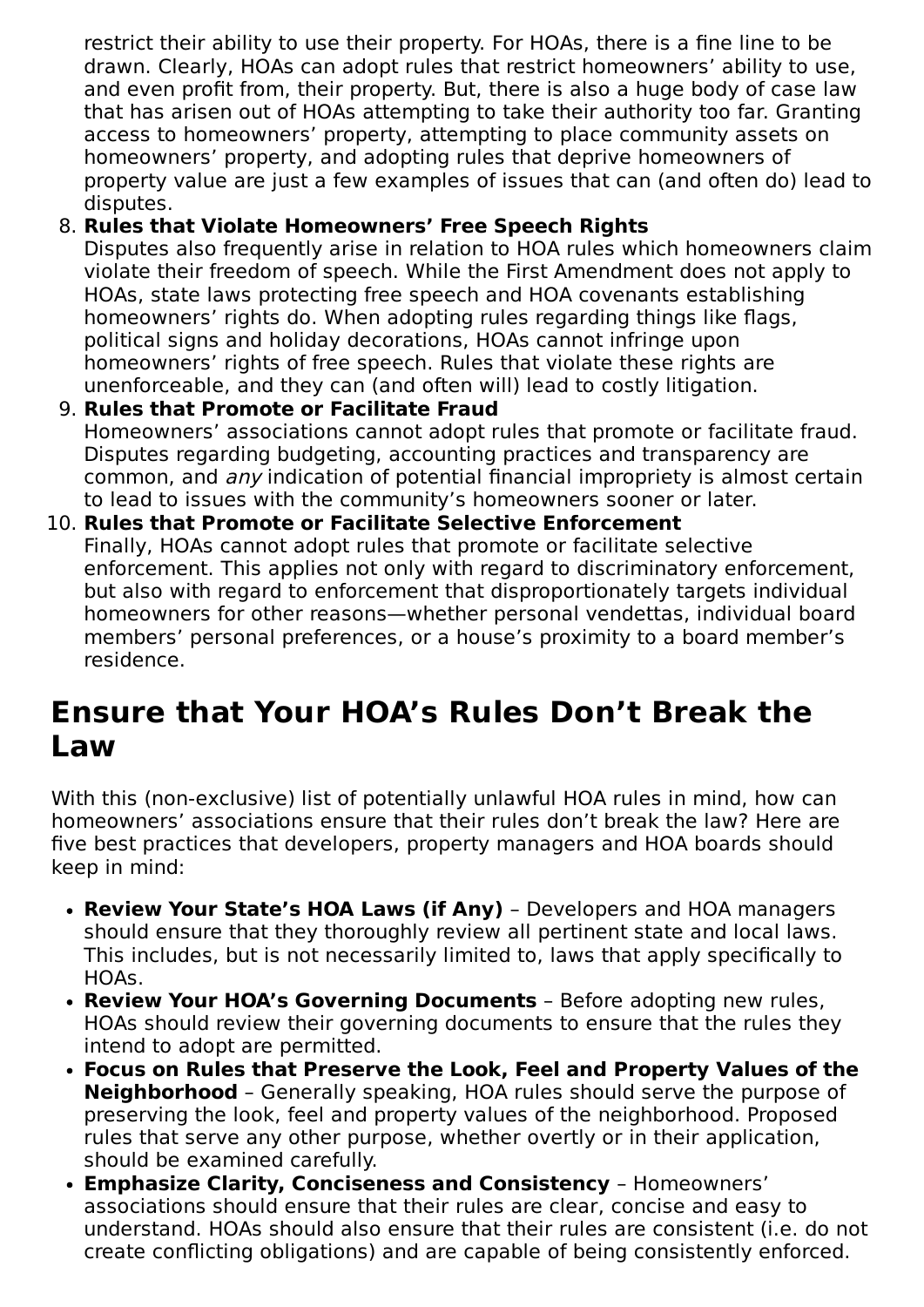restrict their ability to use their property. For HOAs, there is a fine line to be drawn. Clearly, HOAs can adopt rules that restrict homeowners' ability to use, and even profit from, their property. But, there is also a huge body of case law that has arisen out of HOAs attempting to take their authority too far. Granting access to homeowners' property, attempting to place community assets on homeowners' property, and adopting rules that deprive homeowners of property value are just a few examples of issues that can (and often do) lead to disputes.

8. **Rules that Violate Homeowners' Free Speech Rights**
   Disputes also frequently arise in relation to HOA rules which homeowners claim violate their freedom of speech. While the First Amendment does not apply to HOAs, state laws protecting free speech and HOA covenants establishing homeowners' rights do. When adopting rules regarding things like flags, political signs and holiday decorations, HOAs cannot infringe upon homeowners' rights of free speech. Rules that violate these rights are unenforceable, and they can (and often will) lead to costly litigation.
9. **Rules that Promote or Facilitate Fraud**
   Homeowners' associations cannot adopt rules that promote or facilitate fraud. Disputes regarding budgeting, accounting practices and transparency are common, and *any* indication of potential financial impropriety is almost certain to lead to issues with the community's homeowners sooner or later.
10. **Rules that Promote or Facilitate Selective Enforcement**
    Finally, HOAs cannot adopt rules that promote or facilitate selective enforcement. This applies not only with regard to discriminatory enforcement, but also with regard to enforcement that disproportionately targets individual homeowners for other reasons—whether personal vendettas, individual board members' personal preferences, or a house's proximity to a board member's residence.

## Ensure that Your HOA's Rules Don't Break the Law

With this (non-exclusive) list of potentially unlawful HOA rules in mind, how can homeowners' associations ensure that their rules don't break the law? Here are five best practices that developers, property managers and HOA boards should keep in mind:

- **Review Your State's HOA Laws (if Any)** – Developers and HOA managers should ensure that they thoroughly review all pertinent state and local laws. This includes, but is not necessarily limited to, laws that apply specifically to HOAs.
- **Review Your HOA's Governing Documents** – Before adopting new rules, HOAs should review their governing documents to ensure that the rules they intend to adopt are permitted.
- **Focus on Rules that Preserve the Look, Feel and Property Values of the Neighborhood** – Generally speaking, HOA rules should serve the purpose of preserving the look, feel and property values of the neighborhood. Proposed rules that serve any other purpose, whether overtly or in their application, should be examined carefully.
- **Emphasize Clarity, Conciseness and Consistency** – Homeowners' associations should ensure that their rules are clear, concise and easy to understand. HOAs should also ensure that their rules are consistent (i.e. do not create conflicting obligations) and are capable of being consistently enforced.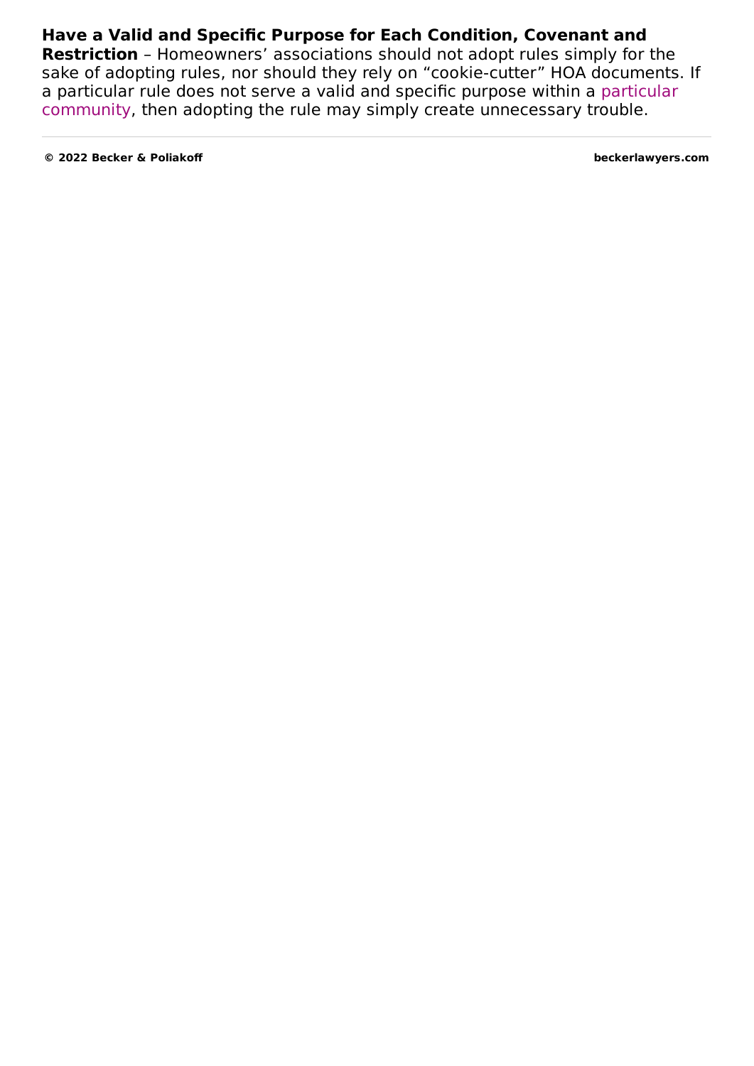**Have a Valid and Specific Purpose for Each Condition, Covenant and Restriction** – Homeowners' associations should not adopt rules simply for the sake of adopting rules, nor should they rely on "cookie-cutter" HOA documents. If a particular rule does not serve a valid and specific purpose within a particular community, then adopting the rule may simply create unnecessary trouble.